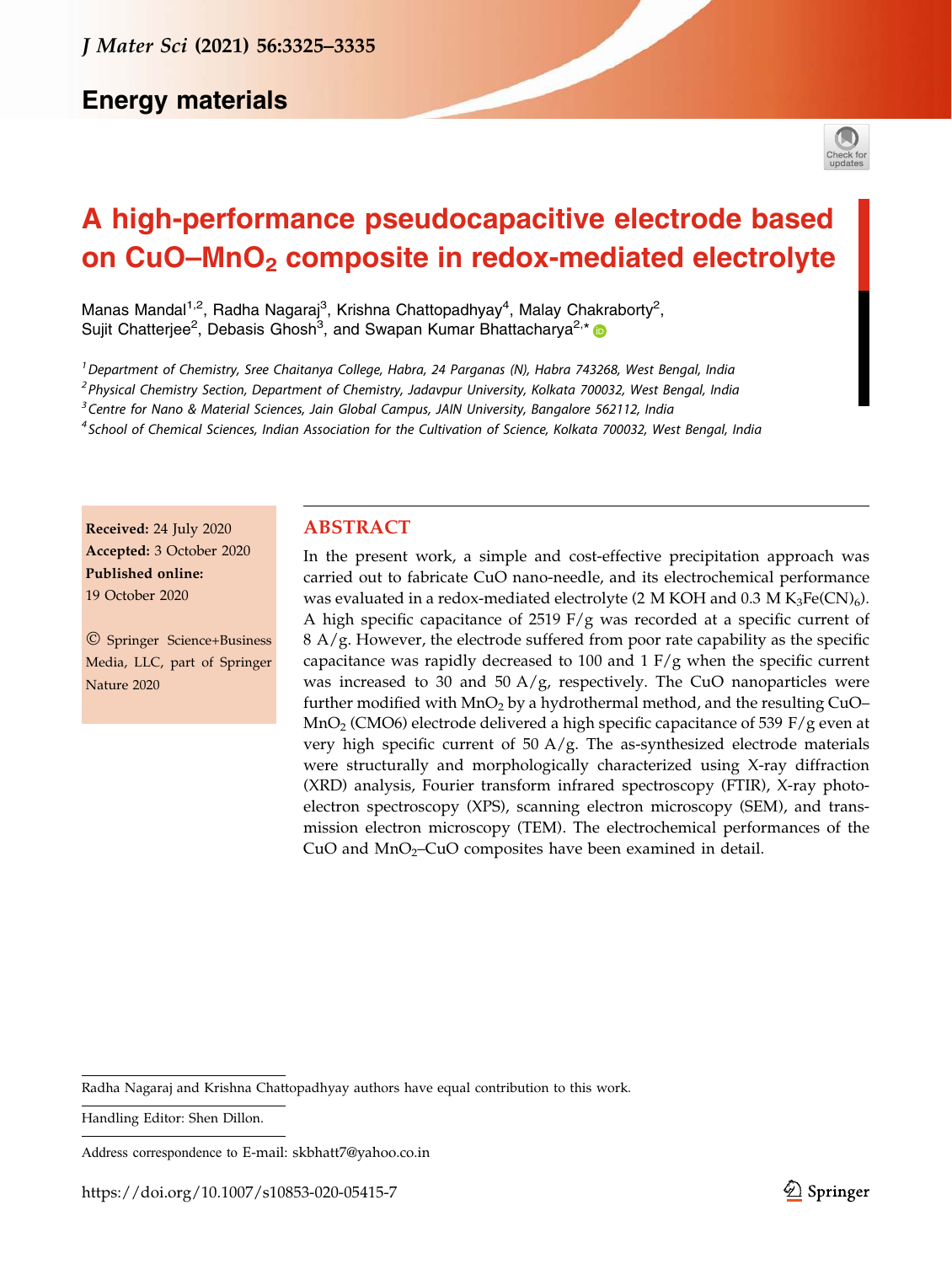# A high-performance pseudocapacitive electrode based on CuO–$MnO_2$ composite in redox-mediated electrolyte

Manas Mandal[1,2], Radha Nagaraj[3], Krishna Chattopadhyay[4], Malay Chakraborty[2], Sujit Chatterjee[2], Debasis Ghosh[3], and Swapan Kumar Bhattacharya[2,*]

[1] Department of Chemistry, Sree Chaitanya College, Habra, 24 Parganas (N), Habra 743268, West Bengal, India
[2] Physical Chemistry Section, Department of Chemistry, Jadavpur University, Kolkata 700032, West Bengal, India
[3] Centre for Nano & Material Sciences, Jain Global Campus, JAIN University, Bangalore 562112, India
[4] School of Chemical Sciences, Indian Association for the Cultivation of Science, Kolkata 700032, West Bengal, India

**Received:** 24 July 2020
**Accepted:** 3 October 2020
**Published online:** 19 October 2020

© Springer Science+Business Media, LLC, part of Springer Nature 2020

## ABSTRACT

In the present work, a simple and cost-effective precipitation approach was carried out to fabricate CuO nano-needle, and its electrochemical performance was evaluated in a redox-mediated electrolyte (2 M KOH and 0.3 M $K_3Fe(CN)_6$). A high specific capacitance of 2519 F/g was recorded at a specific current of 8 A/g. However, the electrode suffered from poor rate capability as the specific capacitance was rapidly decreased to 100 and 1 F/g when the specific current was increased to 30 and 50 A/g, respectively. The CuO nanoparticles were further modified with $MnO_2$ by a hydrothermal method, and the resulting CuO–$MnO_2$ (CMO6) electrode delivered a high specific capacitance of 539 F/g even at very high specific current of 50 A/g. The as-synthesized electrode materials were structurally and morphologically characterized using X-ray diffraction (XRD) analysis, Fourier transform infrared spectroscopy (FTIR), X-ray photoelectron spectroscopy (XPS), scanning electron microscopy (SEM), and transmission electron microscopy (TEM). The electrochemical performances of the CuO and $MnO_2$–CuO composites have been examined in detail.

---

Radha Nagaraj and Krishna Chattopadhyay authors have equal contribution to this work.

Handling Editor: Shen Dillon.

Address correspondence to E-mail: skbhatt7@yahoo.co.in

https://doi.org/10.1007/s10853-020-05415-7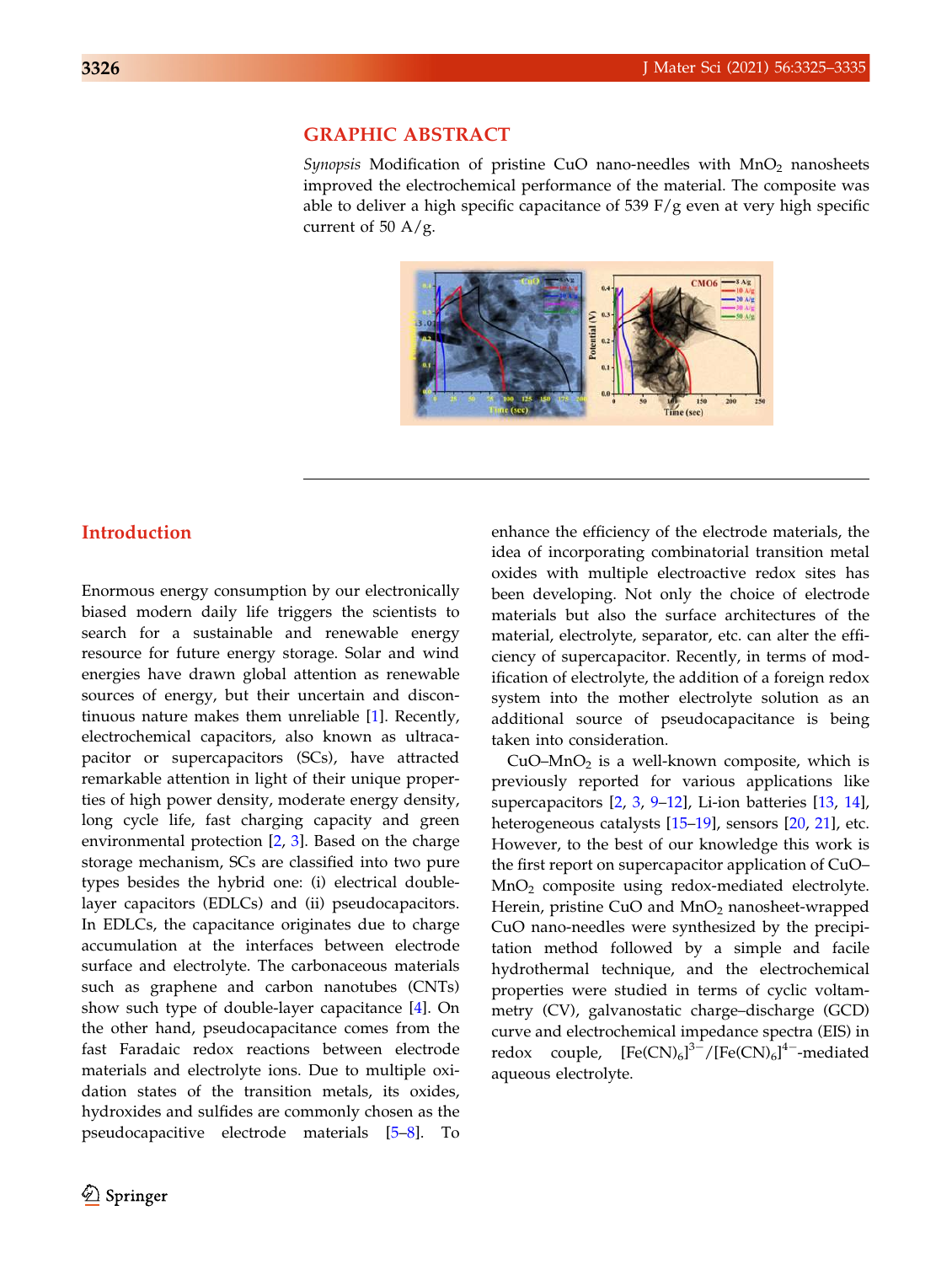## GRAPHIC ABSTRACT

*Synopsis* Modification of pristine CuO nano-needles with $MnO_2$ nanosheets improved the electrochemical performance of the material. The composite was able to deliver a high specific capacitance of 539 F/g even at very high specific current of 50 A/g.

## Introduction

Enormous energy consumption by our electronically biased modern daily life triggers the scientists to search for a sustainable and renewable energy resource for future energy storage. Solar and wind energies have drawn global attention as renewable sources of energy, but their uncertain and discontinuous nature makes them unreliable [1]. Recently, electrochemical capacitors, also known as ultracapacitor or supercapacitors (SCs), have attracted remarkable attention in light of their unique properties of high power density, moderate energy density, long cycle life, fast charging capacity and green environmental protection [2, 3]. Based on the charge storage mechanism, SCs are classified into two pure types besides the hybrid one: (i) electrical double-layer capacitors (EDLCs) and (ii) pseudocapacitors. In EDLCs, the capacitance originates due to charge accumulation at the interfaces between electrode surface and electrolyte. The carbonaceous materials such as graphene and carbon nanotubes (CNTs) show such type of double-layer capacitance [4]. On the other hand, pseudocapacitance comes from the fast Faradaic redox reactions between electrode materials and electrolyte ions. Due to multiple oxidation states of the transition metals, its oxides, hydroxides and sulfides are commonly chosen as the pseudocapacitive electrode materials [5–8]. To enhance the efficiency of the electrode materials, the idea of incorporating combinatorial transition metal oxides with multiple electroactive redox sites has been developing. Not only the choice of electrode materials but also the surface architectures of the material, electrolyte, separator, etc. can alter the efficiency of supercapacitor. Recently, in terms of modification of electrolyte, the addition of a foreign redox system into the mother electrolyte solution as an additional source of pseudocapacitance is being taken into consideration.

CuO–$MnO_2$ is a well-known composite, which is previously reported for various applications like supercapacitors [2, 3, 9–12], Li-ion batteries [13, 14], heterogeneous catalysts [15–19], sensors [20, 21], etc. However, to the best of our knowledge this work is the first report on supercapacitor application of CuO–$MnO_2$ composite using redox-mediated electrolyte. Herein, pristine CuO and $MnO_2$ nanosheet-wrapped CuO nano-needles were synthesized by the precipitation method followed by a simple and facile hydrothermal technique, and the electrochemical properties were studied in terms of cyclic voltammetry (CV), galvanostatic charge–discharge (GCD) curve and electrochemical impedance spectra (EIS) in redox couple, $[Fe(CN)_6]^{3-}/[Fe(CN)_6]^{4-}$-mediated aqueous electrolyte.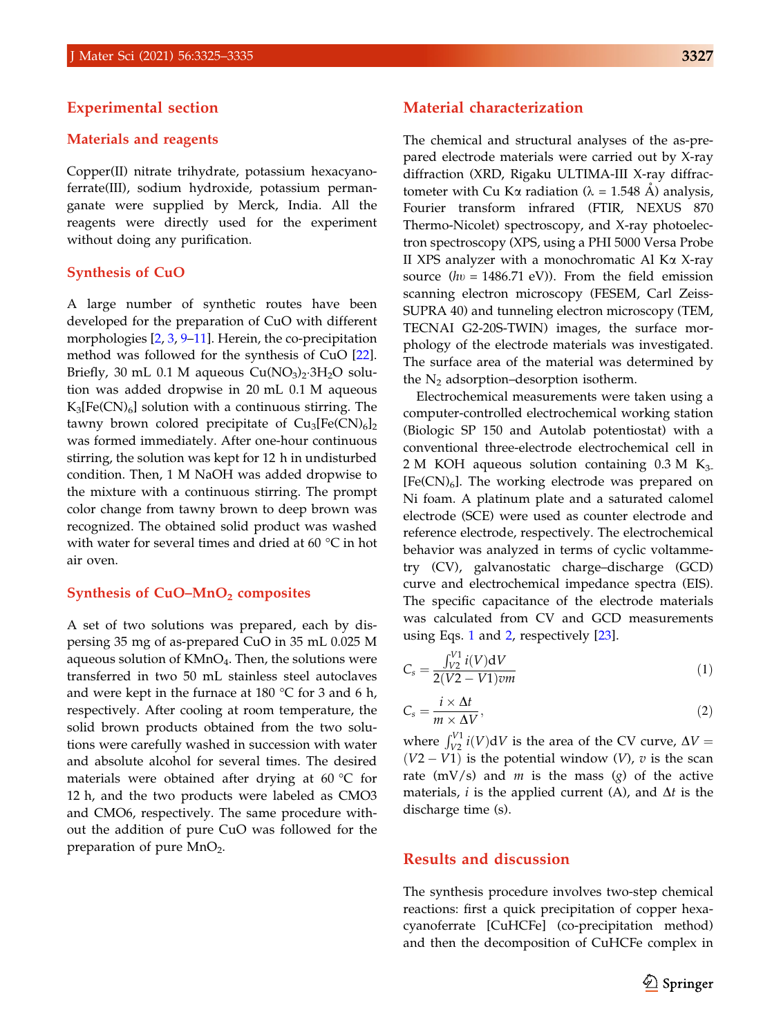## Experimental section

### Materials and reagents

Copper(II) nitrate trihydrate, potassium hexacyanoferrate(III), sodium hydroxide, potassium permanganate were supplied by Merck, India. All the reagents were directly used for the experiment without doing any purification.

### Synthesis of CuO

A large number of synthetic routes have been developed for the preparation of CuO with different morphologies [2, 3, 9–11]. Herein, the co-precipitation method was followed for the synthesis of CuO [22]. Briefly, 30 mL 0.1 M aqueous $Cu(NO_3)_2{\cdot}3H_2O$ solution was added dropwise in 20 mL 0.1 M aqueous $K_3[Fe(CN)_6]$ solution with a continuous stirring. The tawny brown colored precipitate of $Cu_3[Fe(CN)_6]_2$ was formed immediately. After one-hour continuous stirring, the solution was kept for 12 h in undisturbed condition. Then, 1 M NaOH was added dropwise to the mixture with a continuous stirring. The prompt color change from tawny brown to deep brown was recognized. The obtained solid product was washed with water for several times and dried at 60 °C in hot air oven.

### Synthesis of CuO–$MnO_2$ composites

A set of two solutions was prepared, each by dispersing 35 mg of as-prepared CuO in 35 mL 0.025 M aqueous solution of $KMnO_4$. Then, the solutions were transferred in two 50 mL stainless steel autoclaves and were kept in the furnace at 180 °C for 3 and 6 h, respectively. After cooling at room temperature, the solid brown products obtained from the two solutions were carefully washed in succession with water and absolute alcohol for several times. The desired materials were obtained after drying at 60 °C for 12 h, and the two products were labeled as CMO3 and CMO6, respectively. The same procedure without the addition of pure CuO was followed for the preparation of pure $MnO_2$.

## Material characterization

The chemical and structural analyses of the as-prepared electrode materials were carried out by X-ray diffraction (XRD, Rigaku ULTIMA-III X-ray diffractometer with Cu Kα radiation (λ = 1.548 Å) analysis, Fourier transform infrared (FTIR, NEXUS 870 Thermo-Nicolet) spectroscopy, and X-ray photoelectron spectroscopy (XPS, using a PHI 5000 Versa Probe II XPS analyzer with a monochromatic Al Kα X-ray source ($h\upsilon$ = 1486.71 eV)). From the field emission scanning electron microscopy (FESEM, Carl Zeiss-SUPRA 40) and tunneling electron microscopy (TEM, TECNAI G2-20S-TWIN) images, the surface morphology of the electrode materials was investigated. The surface area of the material was determined by the $N_2$ adsorption–desorption isotherm.

Electrochemical measurements were taken using a computer-controlled electrochemical working station (Biologic SP 150 and Autolab potentiostat) with a conventional three-electrode electrochemical cell in 2 M KOH aqueous solution containing 0.3 M $K_3[Fe(CN)_6]$. The working electrode was prepared on Ni foam. A platinum plate and a saturated calomel electrode (SCE) were used as counter electrode and reference electrode, respectively. The electrochemical behavior was analyzed in terms of cyclic voltammetry (CV), galvanostatic charge–discharge (GCD) curve and electrochemical impedance spectra (EIS). The specific capacitance of the electrode materials was calculated from CV and GCD measurements using Eqs. 1 and 2, respectively [23].

$$C_s = \frac{\int_{V2}^{V1} i(V)\mathrm{d}V}{2(V2 - V1)vm} \quad (1)$$

$$C_s = \frac{i \times \Delta t}{m \times \Delta V}, \quad (2)$$

where $\int_{V2}^{V1} i(V)\mathrm{d}V$ is the area of the CV curve, $\Delta V = (V2 - V1)$ is the potential window ($V$), $v$ is the scan rate (mV/s) and $m$ is the mass ($g$) of the active materials, $i$ is the applied current (A), and $\Delta t$ is the discharge time (s).

## Results and discussion

The synthesis procedure involves two-step chemical reactions: first a quick precipitation of copper hexacyanoferrate [CuHCFe] (co-precipitation method) and then the decomposition of CuHCFe complex in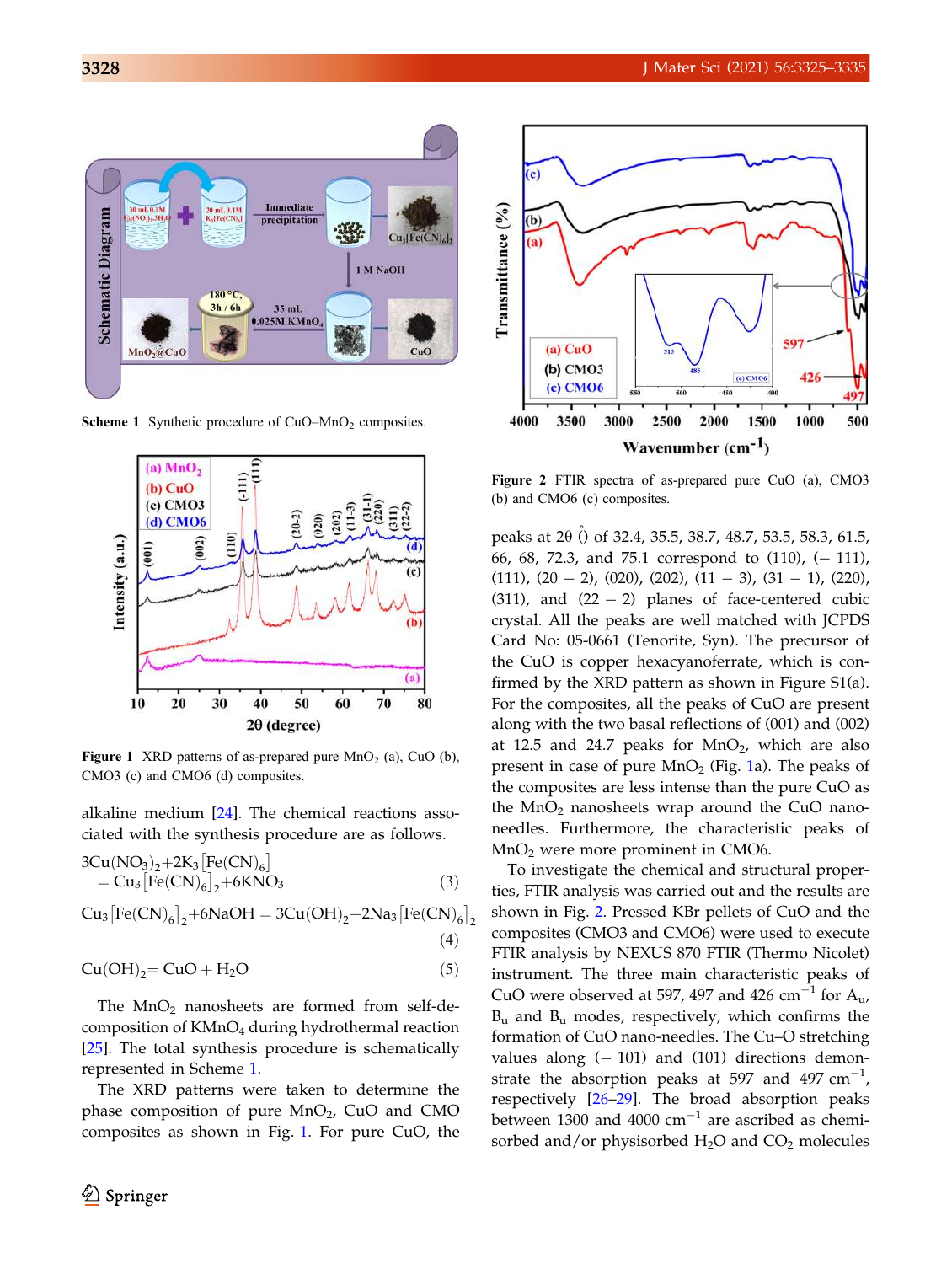Scheme 1 Synthetic procedure of CuO–$MnO_2$ composites.

Figure 1 XRD patterns of as-prepared pure $MnO_2$ (a), CuO (b), CMO3 (c) and CMO6 (d) composites.

alkaline medium [24]. The chemical reactions associated with the synthesis procedure are as follows.

$$3Cu(NO_3)_2 + 2K_3[Fe(CN)_6] = Cu_3[Fe(CN)_6]_2 + 6KNO_3 \quad (3)$$

$$Cu_3[Fe(CN)_6]_2 + 6NaOH = 3Cu(OH)_2 + 2Na_3[Fe(CN)_6]_2 \quad (4)$$

$$Cu(OH)_2 = CuO + H_2O \quad (5)$$

The $MnO_2$ nanosheets are formed from self-decomposition of $KMnO_4$ during hydrothermal reaction [25]. The total synthesis procedure is schematically represented in Scheme 1.

The XRD patterns were taken to determine the phase composition of pure $MnO_2$, CuO and CMO composites as shown in Fig. 1. For pure CuO, the peaks at 2θ (°) of 32.4, 35.5, 38.7, 48.7, 53.5, 58.3, 61.5, 66, 68, 72.3, and 75.1 correspond to (110), (− 111), (111), (20 − 2), (020), (202), (11 − 3), (31 − 1), (220), (311), and (22 − 2) planes of face-centered cubic crystal. All the peaks are well matched with JCPDS Card No: 05-0661 (Tenorite, Syn). The precursor of the CuO is copper hexacyanoferrate, which is confirmed by the XRD pattern as shown in Figure S1(a). For the composites, all the peaks of CuO are present along with the two basal reflections of (001) and (002) at 12.5 and 24.7 peaks for $MnO_2$, which are also present in case of pure $MnO_2$ (Fig. 1a). The peaks of the composites are less intense than the pure CuO as the $MnO_2$ nanosheets wrap around the CuO nanoneedles. Furthermore, the characteristic peaks of $MnO_2$ were more prominent in CMO6.

Figure 2 FTIR spectra of as-prepared pure CuO (a), CMO3 (b) and CMO6 (c) composites.

To investigate the chemical and structural properties, FTIR analysis was carried out and the results are shown in Fig. 2. Pressed KBr pellets of CuO and the composites (CMO3 and CMO6) were used to execute FTIR analysis by NEXUS 870 FTIR (Thermo Nicolet) instrument. The three main characteristic peaks of CuO were observed at 597, 497 and 426 $cm^{-1}$ for $A_u$, $B_u$ and $B_u$ modes, respectively, which confirms the formation of CuO nano-needles. The Cu–O stretching values along (− 101) and (101) directions demonstrate the absorption peaks at 597 and 497 $cm^{-1}$, respectively [26–29]. The broad absorption peaks between 1300 and 4000 $cm^{-1}$ are ascribed as chemisorbed and/or physisorbed $H_2O$ and $CO_2$ molecules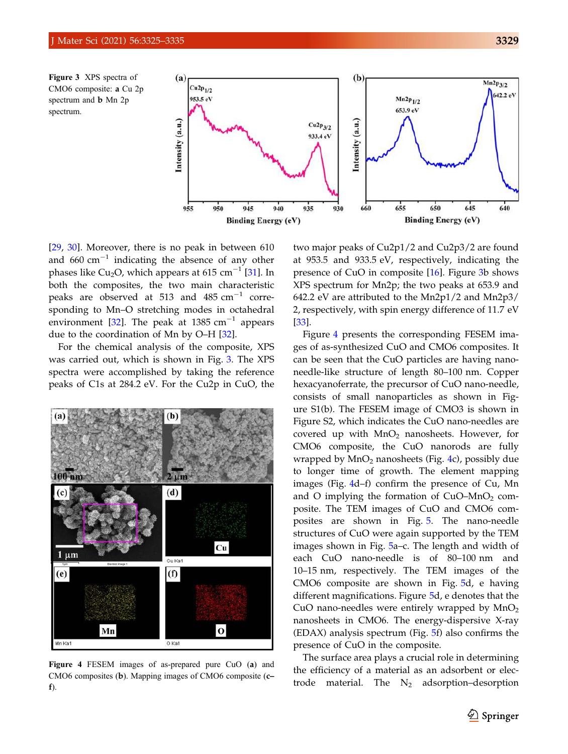Figure 3 XPS spectra of CMO6 composite: **a** Cu 2p spectrum and **b** Mn 2p spectrum.

Figure 4 FESEM images of as-prepared pure CuO (**a**) and CMO6 composites (**b**). Mapping images of CMO6 composite (**c–f**).

[29, 30]. Moreover, there is no peak in between 610 and 660 $cm^{-1}$ indicating the absence of any other phases like $Cu_2O$, which appears at 615 $cm^{-1}$ [31]. In both the composites, the two main characteristic peaks are observed at 513 and 485 $cm^{-1}$ corresponding to Mn–O stretching modes in octahedral environment [32]. The peak at 1385 $cm^{-1}$ appears due to the coordination of Mn by O–H [32].

For the chemical analysis of the composite, XPS was carried out, which is shown in Fig. 3. The XPS spectra were accomplished by taking the reference peaks of C1s at 284.2 eV. For the Cu2p in CuO, the two major peaks of Cu2p1/2 and Cu2p3/2 are found at 953.5 and 933.5 eV, respectively, indicating the presence of CuO in composite [16]. Figure 3b shows XPS spectrum for Mn2p; the two peaks at 653.9 and 642.2 eV are attributed to the Mn2p1/2 and Mn2p3/2, respectively, with spin energy difference of 11.7 eV [33].

Figure 4 presents the corresponding FESEM images of as-synthesized CuO and CMO6 composites. It can be seen that the CuO particles are having nanoneedle-like structure of length 80–100 nm. Copper hexacyanoferrate, the precursor of CuO nano-needle, consists of small nanoparticles as shown in Figure S1(b). The FESEM image of CMO3 is shown in Figure S2, which indicates the CuO nano-needles are covered up with $MnO_2$ nanosheets. However, for CMO6 composite, the CuO nanorods are fully wrapped by $MnO_2$ nanosheets (Fig. 4c), possibly due to longer time of growth. The element mapping images (Fig. 4d–f) confirm the presence of Cu, Mn and O implying the formation of CuO–$MnO_2$ composite. The TEM images of CuO and CMO6 composites are shown in Fig. 5. The nano-needle structures of CuO were again supported by the TEM images shown in Fig. 5a–c. The length and width of each CuO nano-needle is of 80–100 nm and 10–15 nm, respectively. The TEM images of the CMO6 composite are shown in Fig. 5d, e having different magnifications. Figure 5d, e denotes that the CuO nano-needles were entirely wrapped by $MnO_2$ nanosheets in CMO6. The energy-dispersive X-ray (EDAX) analysis spectrum (Fig. 5f) also confirms the presence of CuO in the composite.

The surface area plays a crucial role in determining the efficiency of a material as an adsorbent or electrode material. The $N_2$ adsorption–desorption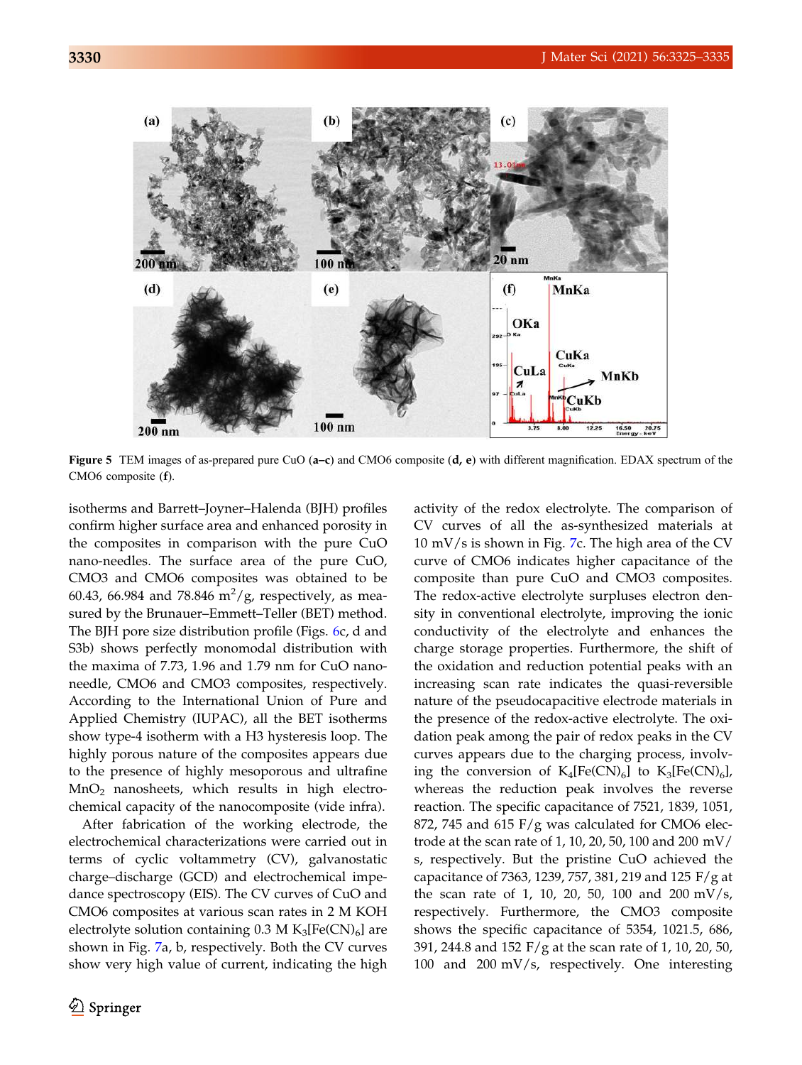Figure 5 TEM images of as-prepared pure CuO (**a–c**) and CMO6 composite (**d, e**) with different magnification. EDAX spectrum of the CMO6 composite (**f**).

isotherms and Barrett–Joyner–Halenda (BJH) profiles confirm higher surface area and enhanced porosity in the composites in comparison with the pure CuO nano-needles. The surface area of the pure CuO, CMO3 and CMO6 composites was obtained to be 60.43, 66.984 and 78.846 $m^2/g$, respectively, as measured by the Brunauer–Emmett–Teller (BET) method. The BJH pore size distribution profile (Figs. 6c, d and S3b) shows perfectly monomodal distribution with the maxima of 7.73, 1.96 and 1.79 nm for CuO nano-needle, CMO6 and CMO3 composites, respectively. According to the International Union of Pure and Applied Chemistry (IUPAC), all the BET isotherms show type-4 isotherm with a H3 hysteresis loop. The highly porous nature of the composites appears due to the presence of highly mesoporous and ultrafine $MnO_2$ nanosheets, which results in high electrochemical capacity of the nanocomposite (vide infra).

After fabrication of the working electrode, the electrochemical characterizations were carried out in terms of cyclic voltammetry (CV), galvanostatic charge–discharge (GCD) and electrochemical impedance spectroscopy (EIS). The CV curves of CuO and CMO6 composites at various scan rates in 2 M KOH electrolyte solution containing 0.3 M $K_3[Fe(CN)_6]$ are shown in Fig. 7a, b, respectively. Both the CV curves show very high value of current, indicating the high activity of the redox electrolyte. The comparison of CV curves of all the as-synthesized materials at 10 mV/s is shown in Fig. 7c. The high area of the CV curve of CMO6 indicates higher capacitance of the composite than pure CuO and CMO3 composites. The redox-active electrolyte surpluses electron density in conventional electrolyte, improving the ionic conductivity of the electrolyte and enhances the charge storage properties. Furthermore, the shift of the oxidation and reduction potential peaks with an increasing scan rate indicates the quasi-reversible nature of the pseudocapacitive electrode materials in the presence of the redox-active electrolyte. The oxidation peak among the pair of redox peaks in the CV curves appears due to the charging process, involving the conversion of $K_4[Fe(CN)_6]$ to $K_3[Fe(CN)_6]$, whereas the reduction peak involves the reverse reaction. The specific capacitance of 7521, 1839, 1051, 872, 745 and 615 F/g was calculated for CMO6 electrode at the scan rate of 1, 10, 20, 50, 100 and 200 mV/s, respectively. But the pristine CuO achieved the capacitance of 7363, 1239, 757, 381, 219 and 125 F/g at the scan rate of 1, 10, 20, 50, 100 and 200 mV/s, respectively. Furthermore, the CMO3 composite shows the specific capacitance of 5354, 1021.5, 686, 391, 244.8 and 152 F/g at the scan rate of 1, 10, 20, 50, 100 and 200 mV/s, respectively. One interesting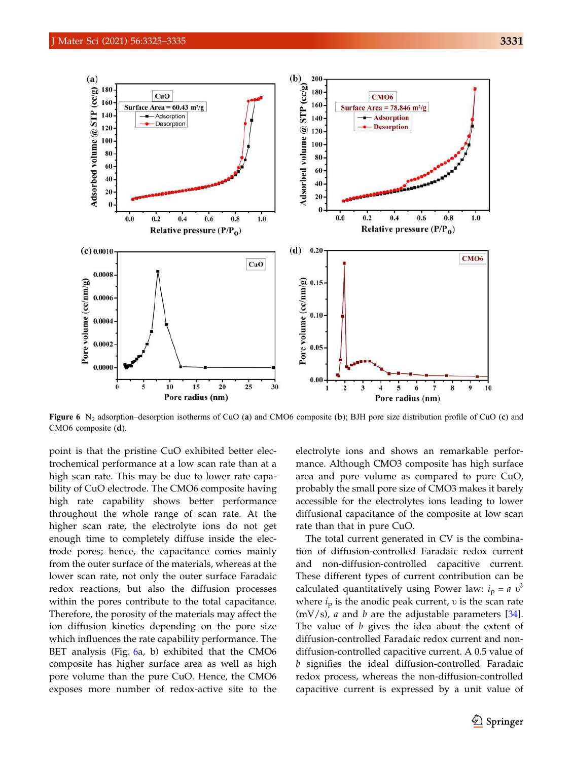Figure 6 $N_2$ adsorption–desorption isotherms of CuO (**a**) and CMO6 composite (**b**); BJH pore size distribution profile of CuO (**c**) and CMO6 composite (**d**).

point is that the pristine CuO exhibited better electrochemical performance at a low scan rate than at a high scan rate. This may be due to lower rate capability of CuO electrode. The CMO6 composite having high rate capability shows better performance throughout the whole range of scan rate. At the higher scan rate, the electrolyte ions do not get enough time to completely diffuse inside the electrode pores; hence, the capacitance comes mainly from the outer surface of the materials, whereas at the lower scan rate, not only the outer surface Faradaic redox reactions, but also the diffusion processes within the pores contribute to the total capacitance. Therefore, the porosity of the materials may affect the ion diffusion kinetics depending on the pore size which influences the rate capability performance. The BET analysis (Fig. 6a, b) exhibited that the CMO6 composite has higher surface area as well as high pore volume than the pure CuO. Hence, the CMO6 exposes more number of redox-active site to the electrolyte ions and shows an remarkable performance. Although CMO3 composite has high surface area and pore volume as compared to pure CuO, probably the small pore size of CMO3 makes it barely accessible for the electrolytes ions leading to lower diffusional capacitance of the composite at low scan rate than that in pure CuO.

The total current generated in CV is the combination of diffusion-controlled Faradaic redox current and non-diffusion-controlled capacitive current. These different types of current contribution can be calculated quantitatively using Power law: $i_p = a\,\upsilon^b$ where $i_p$ is the anodic peak current, $\upsilon$ is the scan rate (mV/s), $a$ and $b$ are the adjustable parameters [34]. The value of $b$ gives the idea about the extent of diffusion-controlled Faradaic redox current and non-diffusion-controlled capacitive current. A 0.5 value of $b$ signifies the ideal diffusion-controlled Faradaic redox process, whereas the non-diffusion-controlled capacitive current is expressed by a unit value of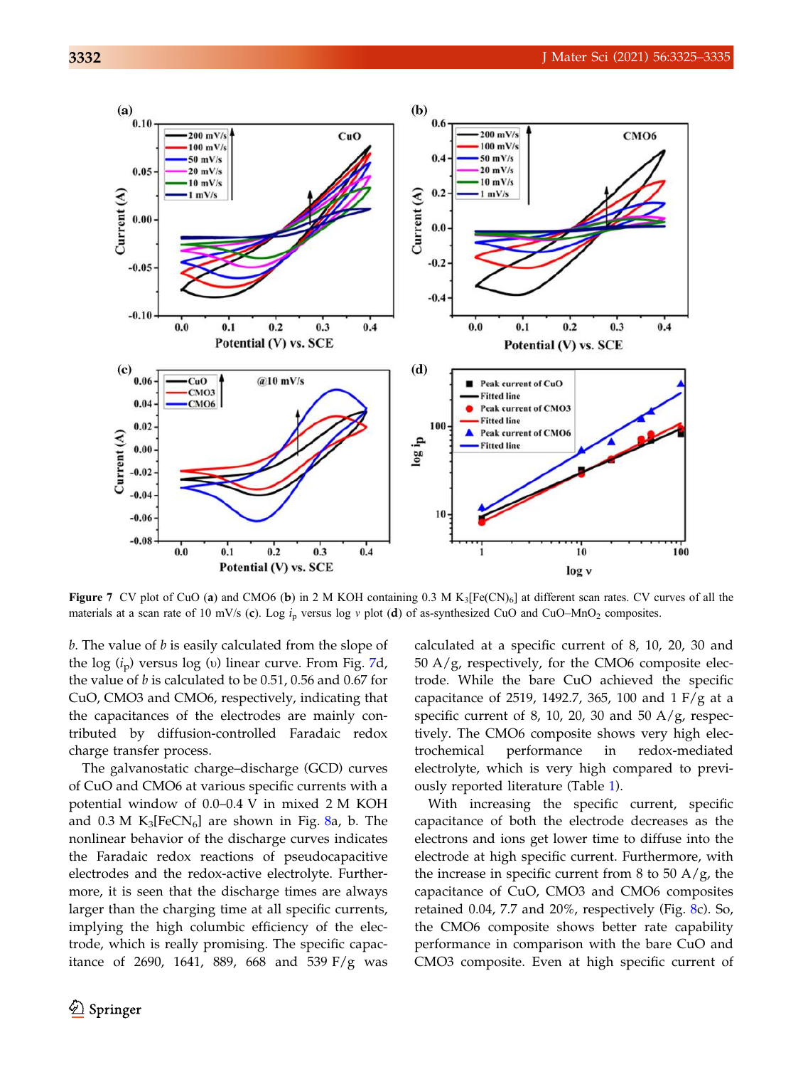Figure 7 CV plot of CuO (a) and CMO6 (b) in 2 M KOH containing 0.3 M $K_3[Fe(CN)_6]$ at different scan rates. CV curves of all the materials at a scan rate of 10 mV/s (c). Log $i_p$ versus log $v$ plot (d) of as-synthesized CuO and CuO–$MnO_2$ composites.

*b*. The value of *b* is easily calculated from the slope of the log ($i_p$) versus log (υ) linear curve. From Fig. 7d, the value of *b* is calculated to be 0.51, 0.56 and 0.67 for CuO, CMO3 and CMO6, respectively, indicating that the capacitances of the electrodes are mainly contributed by diffusion-controlled Faradaic redox charge transfer process.

The galvanostatic charge–discharge (GCD) curves of CuO and CMO6 at various specific currents with a potential window of 0.0–0.4 V in mixed 2 M KOH and 0.3 M $K_3[FeCN_6]$ are shown in Fig. 8a, b. The nonlinear behavior of the discharge curves indicates the Faradaic redox reactions of pseudocapacitive electrodes and the redox-active electrolyte. Furthermore, it is seen that the discharge times are always larger than the charging time at all specific currents, implying the high columbic efficiency of the electrode, which is really promising. The specific capacitance of 2690, 1641, 889, 668 and 539 F/g was calculated at a specific current of 8, 10, 20, 30 and 50 A/g, respectively, for the CMO6 composite electrode. While the bare CuO achieved the specific capacitance of 2519, 1492.7, 365, 100 and 1 F/g at a specific current of 8, 10, 20, 30 and 50 A/g, respectively. The CMO6 composite shows very high electrochemical performance in redox-mediated electrolyte, which is very high compared to previously reported literature (Table 1).

With increasing the specific current, specific capacitance of both the electrode decreases as the electrons and ions get lower time to diffuse into the electrode at high specific current. Furthermore, with the increase in specific current from 8 to 50 A/g, the capacitance of CuO, CMO3 and CMO6 composites retained 0.04, 7.7 and 20%, respectively (Fig. 8c). So, the CMO6 composite shows better rate capability performance in comparison with the bare CuO and CMO3 composite. Even at high specific current of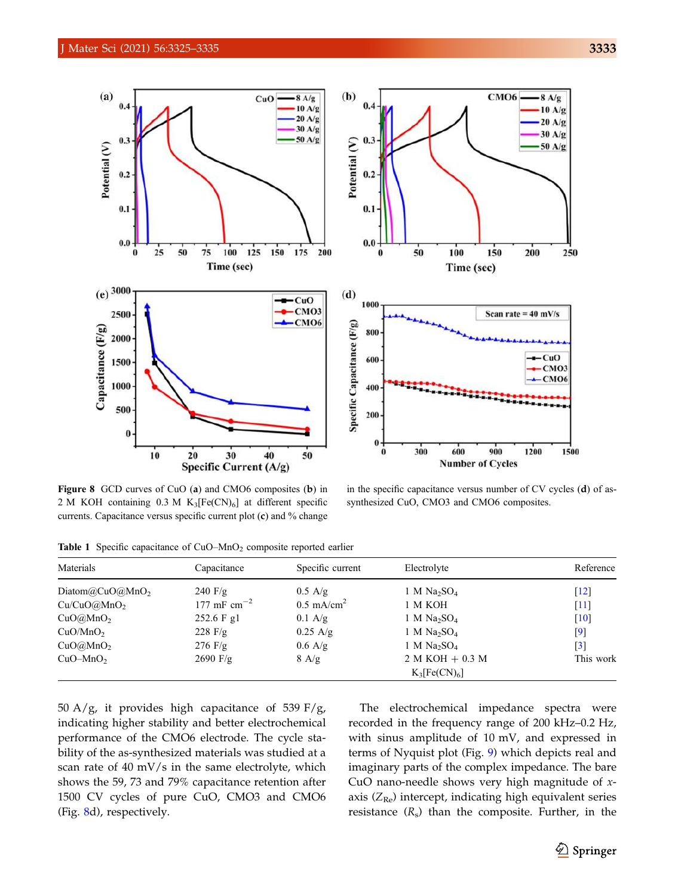Figure 8 GCD curves of CuO (**a**) and CMO6 composites (**b**) in 2 M KOH containing 0.3 M $K_3[Fe(CN)_6]$ at different specific currents. Capacitance versus specific current plot (**c**) and % change in the specific capacitance versus number of CV cycles (**d**) of as-synthesized CuO, CMO3 and CMO6 composites.

**Table 1** Specific capacitance of CuO–$MnO_2$ composite reported earlier

| Materials | Capacitance | Specific current | Electrolyte | Reference |
|---|---|---|---|---|
| Diatom@CuO@$MnO_2$ | 240 F/g | 0.5 A/g | 1 M $Na_2SO_4$ | [12] |
| Cu/CuO@$MnO_2$ | 177 mF $cm^{-2}$ | 0.5 $mA/cm^2$ | 1 M KOH | [11] |
| CuO@$MnO_2$ | 252.6 F g1 | 0.1 A/g | 1 M $Na_2SO_4$ | [10] |
| CuO/$MnO_2$ | 228 F/g | 0.25 A/g | 1 M $Na_2SO_4$ | [9] |
| CuO@$MnO_2$ | 276 F/g | 0.6 A/g | 1 M $Na_2SO_4$ | [3] |
| CuO–$MnO_2$ | 2690 F/g | 8 A/g | 2 M KOH + 0.3 M $K_3[Fe(CN)_6]$ | This work |

50 A/g, it provides high capacitance of 539 F/g, indicating higher stability and better electrochemical performance of the CMO6 electrode. The cycle stability of the as-synthesized materials was studied at a scan rate of 40 mV/s in the same electrolyte, which shows the 59, 73 and 79% capacitance retention after 1500 CV cycles of pure CuO, CMO3 and CMO6 (Fig. 8d), respectively.

The electrochemical impedance spectra were recorded in the frequency range of 200 kHz–0.2 Hz, with sinus amplitude of 10 mV, and expressed in terms of Nyquist plot (Fig. 9) which depicts real and imaginary parts of the complex impedance. The bare CuO nano-needle shows very high magnitude of $x$-axis ($Z_{Re}$) intercept, indicating high equivalent series resistance ($R_s$) than the composite. Further, in the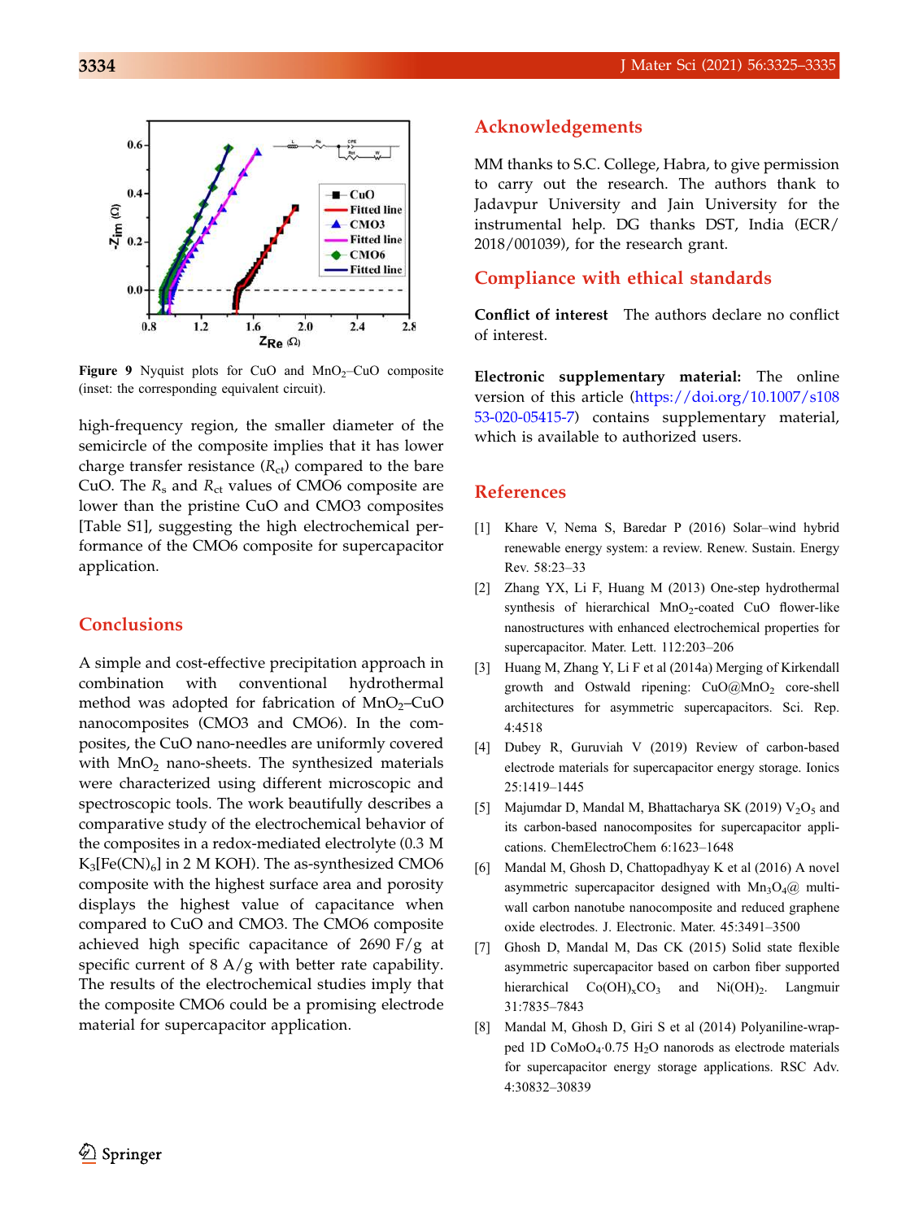Figure 9 Nyquist plots for CuO and $MnO_2$–CuO composite (inset: the corresponding equivalent circuit).

high-frequency region, the smaller diameter of the semicircle of the composite implies that it has lower charge transfer resistance ($R_{ct}$) compared to the bare CuO. The $R_s$ and $R_{ct}$ values of CMO6 composite are lower than the pristine CuO and CMO3 composites [Table S1], suggesting the high electrochemical performance of the CMO6 composite for supercapacitor application.

## Conclusions

A simple and cost-effective precipitation approach in combination with conventional hydrothermal method was adopted for fabrication of $MnO_2$–CuO nanocomposites (CMO3 and CMO6). In the composites, the CuO nano-needles are uniformly covered with $MnO_2$ nano-sheets. The synthesized materials were characterized using different microscopic and spectroscopic tools. The work beautifully describes a comparative study of the electrochemical behavior of the composites in a redox-mediated electrolyte (0.3 M $K_3[Fe(CN)_6]$ in 2 M KOH). The as-synthesized CMO6 composite with the highest surface area and porosity displays the highest value of capacitance when compared to CuO and CMO3. The CMO6 composite achieved high specific capacitance of 2690 F/g at specific current of 8 A/g with better rate capability. The results of the electrochemical studies imply that the composite CMO6 could be a promising electrode material for supercapacitor application.

## Acknowledgements

MM thanks to S.C. College, Habra, to give permission to carry out the research. The authors thank to Jadavpur University and Jain University for the instrumental help. DG thanks DST, India (ECR/2018/001039), for the research grant.

## Compliance with ethical standards

**Conflict of interest** The authors declare no conflict of interest.

**Electronic supplementary material:** The online version of this article (https://doi.org/10.1007/s10853-020-05415-7) contains supplementary material, which is available to authorized users.

## References

[1] Khare V, Nema S, Baredar P (2016) Solar–wind hybrid renewable energy system: a review. Renew. Sustain. Energy Rev. 58:23–33

[2] Zhang YX, Li F, Huang M (2013) One-step hydrothermal synthesis of hierarchical $MnO_2$-coated CuO flower-like nanostructures with enhanced electrochemical properties for supercapacitor. Mater. Lett. 112:203–206

[3] Huang M, Zhang Y, Li F et al (2014a) Merging of Kirkendall growth and Ostwald ripening: CuO@$MnO_2$ core-shell architectures for asymmetric supercapacitors. Sci. Rep. 4:4518

[4] Dubey R, Guruviah V (2019) Review of carbon-based electrode materials for supercapacitor energy storage. Ionics 25:1419–1445

[5] Majumdar D, Mandal M, Bhattacharya SK (2019) $V_2O_5$ and its carbon-based nanocomposites for supercapacitor applications. ChemElectroChem 6:1623–1648

[6] Mandal M, Ghosh D, Chattopadhyay K et al (2016) A novel asymmetric supercapacitor designed with $Mn_3O_4$@ multi-wall carbon nanotube nanocomposite and reduced graphene oxide electrodes. J. Electronic. Mater. 45:3491–3500

[7] Ghosh D, Mandal M, Das CK (2015) Solid state flexible asymmetric supercapacitor based on carbon fiber supported hierarchical $Co(OH)_xCO_3$ and $Ni(OH)_2$. Langmuir 31:7835–7843

[8] Mandal M, Ghosh D, Giri S et al (2014) Polyaniline-wrapped 1D $CoMoO_4 \cdot 0.75\ H_2O$ nanorods as electrode materials for supercapacitor energy storage applications. RSC Adv. 4:30832–30839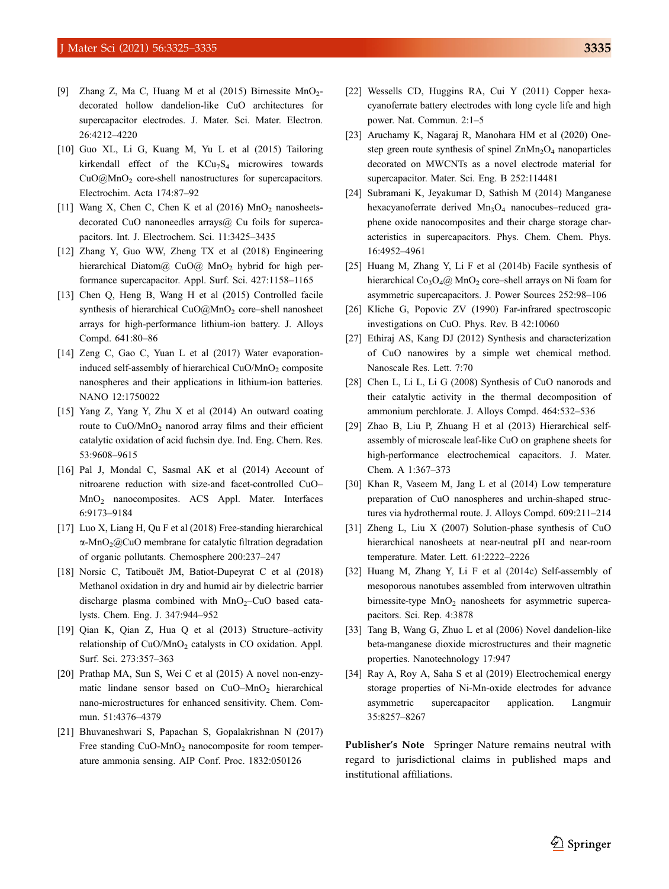[9] Zhang Z, Ma C, Huang M et al (2015) Birnessite $MnO_2$-decorated hollow dandelion-like CuO architectures for supercapacitor electrodes. J. Mater. Sci. Mater. Electron. 26:4212–4220

[10] Guo XL, Li G, Kuang M, Yu L et al (2015) Tailoring kirkendall effect of the $KCu_7S_4$ microwires towards CuO@$MnO_2$ core-shell nanostructures for supercapacitors. Electrochim. Acta 174:87–92

[11] Wang X, Chen C, Chen K et al (2016) $MnO_2$ nanosheets-decorated CuO nanoneedles arrays@ Cu foils for supercapacitors. Int. J. Electrochem. Sci. 11:3425–3435

[12] Zhang Y, Guo WW, Zheng TX et al (2018) Engineering hierarchical Diatom@ CuO@ $MnO_2$ hybrid for high performance supercapacitor. Appl. Surf. Sci. 427:1158–1165

[13] Chen Q, Heng B, Wang H et al (2015) Controlled facile synthesis of hierarchical CuO@$MnO_2$ core–shell nanosheet arrays for high-performance lithium-ion battery. J. Alloys Compd. 641:80–86

[14] Zeng C, Gao C, Yuan L et al (2017) Water evaporation-induced self-assembly of hierarchical CuO/$MnO_2$ composite nanospheres and their applications in lithium-ion batteries. NANO 12:1750022

[15] Yang Z, Yang Y, Zhu X et al (2014) An outward coating route to CuO/$MnO_2$ nanorod array films and their efficient catalytic oxidation of acid fuchsin dye. Ind. Eng. Chem. Res. 53:9608–9615

[16] Pal J, Mondal C, Sasmal AK et al (2014) Account of nitroarene reduction with size-and facet-controlled CuO–$MnO_2$ nanocomposites. ACS Appl. Mater. Interfaces 6:9173–9184

[17] Luo X, Liang H, Qu F et al (2018) Free-standing hierarchical α-$MnO_2$@CuO membrane for catalytic filtration degradation of organic pollutants. Chemosphere 200:237–247

[18] Norsic C, Tatibouët JM, Batiot-Dupeyrat C et al (2018) Methanol oxidation in dry and humid air by dielectric barrier discharge plasma combined with $MnO_2$–CuO based catalysts. Chem. Eng. J. 347:944–952

[19] Qian K, Qian Z, Hua Q et al (2013) Structure–activity relationship of CuO/$MnO_2$ catalysts in CO oxidation. Appl. Surf. Sci. 273:357–363

[20] Prathap MA, Sun S, Wei C et al (2015) A novel non-enzymatic lindane sensor based on CuO–$MnO_2$ hierarchical nano-microstructures for enhanced sensitivity. Chem. Commun. 51:4376–4379

[21] Bhuvaneshwari S, Papachan S, Gopalakrishnan N (2017) Free standing CuO-$MnO_2$ nanocomposite for room temperature ammonia sensing. AIP Conf. Proc. 1832:050126

[22] Wessells CD, Huggins RA, Cui Y (2011) Copper hexacyanoferrate battery electrodes with long cycle life and high power. Nat. Commun. 2:1–5

[23] Aruchamy K, Nagaraj R, Manohara HM et al (2020) One-step green route synthesis of spinel $ZnMn_2O_4$ nanoparticles decorated on MWCNTs as a novel electrode material for supercapacitor. Mater. Sci. Eng. B 252:114481

[24] Subramani K, Jeyakumar D, Sathish M (2014) Manganese hexacyanoferrate derived $Mn_3O_4$ nanocubes–reduced graphene oxide nanocomposites and their charge storage characteristics in supercapacitors. Phys. Chem. Chem. Phys. 16:4952–4961

[25] Huang M, Zhang Y, Li F et al (2014b) Facile synthesis of hierarchical $Co_3O_4$@ $MnO_2$ core–shell arrays on Ni foam for asymmetric supercapacitors. J. Power Sources 252:98–106

[26] Kliche G, Popovic ZV (1990) Far-infrared spectroscopic investigations on CuO. Phys. Rev. B 42:10060

[27] Ethiraj AS, Kang DJ (2012) Synthesis and characterization of CuO nanowires by a simple wet chemical method. Nanoscale Res. Lett. 7:70

[28] Chen L, Li L, Li G (2008) Synthesis of CuO nanorods and their catalytic activity in the thermal decomposition of ammonium perchlorate. J. Alloys Compd. 464:532–536

[29] Zhao B, Liu P, Zhuang H et al (2013) Hierarchical self-assembly of microscale leaf-like CuO on graphene sheets for high-performance electrochemical capacitors. J. Mater. Chem. A 1:367–373

[30] Khan R, Vaseem M, Jang L et al (2014) Low temperature preparation of CuO nanospheres and urchin-shaped structures via hydrothermal route. J. Alloys Compd. 609:211–214

[31] Zheng L, Liu X (2007) Solution-phase synthesis of CuO hierarchical nanosheets at near-neutral pH and near-room temperature. Mater. Lett. 61:2222–2226

[32] Huang M, Zhang Y, Li F et al (2014c) Self-assembly of mesoporous nanotubes assembled from interwoven ultrathin birnessite-type $MnO_2$ nanosheets for asymmetric supercapacitors. Sci. Rep. 4:3878

[33] Tang B, Wang G, Zhuo L et al (2006) Novel dandelion-like beta-manganese dioxide microstructures and their magnetic properties. Nanotechnology 17:947

[34] Ray A, Roy A, Saha S et al (2019) Electrochemical energy storage properties of Ni-Mn-oxide electrodes for advance asymmetric supercapacitor application. Langmuir 35:8257–8267

**Publisher's Note** Springer Nature remains neutral with regard to jurisdictional claims in published maps and institutional affiliations.